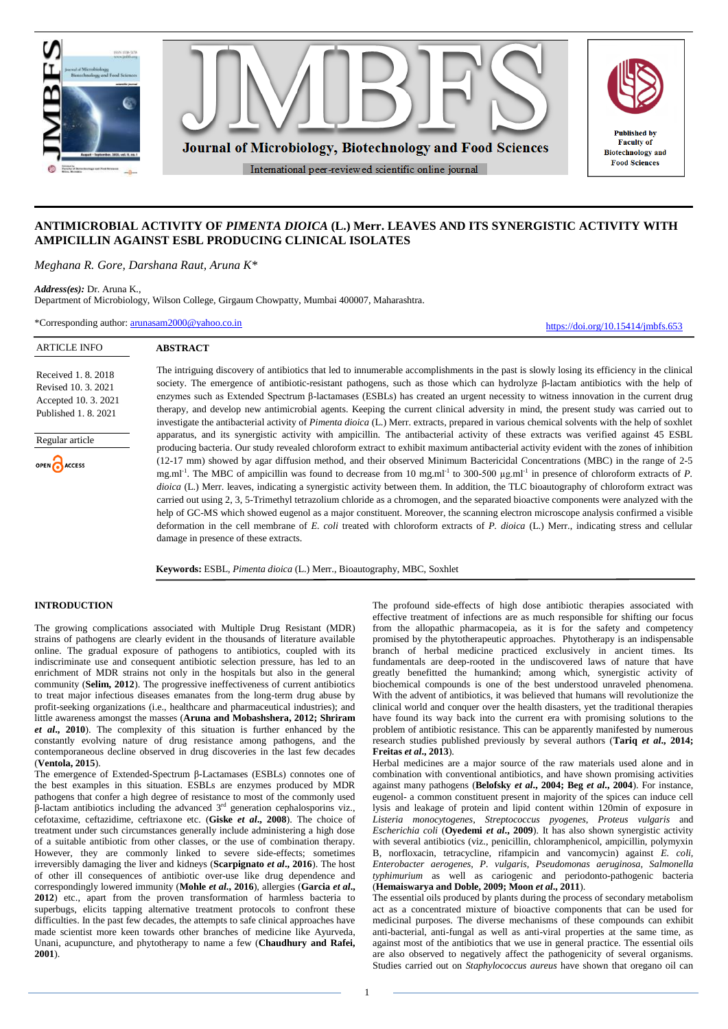# ANTIMICROBIAL ACTIVITY OF *PIMENTA DIOICA* (L.) Merr. LEAVES AND ITS SYNERGISTIC ACTIVITY WITH AMPICILLIN AGAINST ESBL PRODUCING CLINICAL ISOLATES

*Meghana R. Gore, Darshana Raut, Aruna K\**

***Address(es):*** Dr. Aruna K.,
Department of Microbiology, Wilson College, Girgaum Chowpatty, Mumbai 400007, Maharashtra.

\*Corresponding author: arunasam2000@yahoo.co.in

https://doi.org/10.15414/jmbfs.653

**ARTICLE INFO**

Received 1. 8. 2018
Revised 10. 3. 2021
Accepted 10. 3. 2021
Published 1. 8. 2021

Regular article

OPEN ACCESS

**ABSTRACT**

The intriguing discovery of antibiotics that led to innumerable accomplishments in the past is slowly losing its efficiency in the clinical society. The emergence of antibiotic-resistant pathogens, such as those which can hydrolyze β-lactam antibiotics with the help of enzymes such as Extended Spectrum β-lactamases (ESBLs) has created an urgent necessity to witness innovation in the current drug therapy, and develop new antimicrobial agents. Keeping the current clinical adversity in mind, the present study was carried out to investigate the antibacterial activity of *Pimenta dioica* (L.) Merr. extracts, prepared in various chemical solvents with the help of soxhlet apparatus, and its synergistic activity with ampicillin. The antibacterial activity of these extracts was verified against 45 ESBL producing bacteria. Our study revealed chloroform extract to exhibit maximum antibacterial activity evident with the zones of inhibition (12-17 mm) showed by agar diffusion method, and their observed Minimum Bactericidal Concentrations (MBC) in the range of 2-5 mg.ml$^{-1}$. The MBC of ampicillin was found to decrease from 10 mg.ml$^{-1}$ to 300-500 μg.ml$^{-1}$ in presence of chloroform extracts of *P. dioica* (L.) Merr. leaves, indicating a synergistic activity between them. In addition, the TLC bioautography of chloroform extract was carried out using 2, 3, 5-Trimethyl tetrazolium chloride as a chromogen, and the separated bioactive components were analyzed with the help of GC-MS which showed eugenol as a major constituent. Moreover, the scanning electron microscope analysis confirmed a visible deformation in the cell membrane of *E. coli* treated with chloroform extracts of *P. dioica* (L.) Merr., indicating stress and cellular damage in presence of these extracts.

**Keywords:** ESBL, *Pimenta dioica* (L.) Merr., Bioautography, MBC, Soxhlet

## INTRODUCTION

The growing complications associated with Multiple Drug Resistant (MDR) strains of pathogens are clearly evident in the thousands of literature available online. The gradual exposure of pathogens to antibiotics, coupled with its indiscriminate use and consequent antibiotic selection pressure, has led to an enrichment of MDR strains not only in the hospitals but also in the general community (**Selim, 2012**). The progressive ineffectiveness of current antibiotics to treat major infectious diseases emanates from the long-term drug abuse by profit-seeking organizations (i.e., healthcare and pharmaceutical industries); and little awareness amongst the masses (**Aruna and Mobashshera, 2012; Shriram *et al*., 2010**). The complexity of this situation is further enhanced by the constantly evolving nature of drug resistance among pathogens, and the contemporaneous decline observed in drug discoveries in the last few decades (**Ventola, 2015**).

The emergence of Extended-Spectrum β-Lactamases (ESBLs) connotes one of the best examples in this situation. ESBLs are enzymes produced by MDR pathogens that confer a high degree of resistance to most of the commonly used β-lactam antibiotics including the advanced 3rd generation cephalosporins viz., cefotaxime, ceftazidime, ceftriaxone etc. (**Giske *et al*., 2008**). The choice of treatment under such circumstances generally include administering a high dose of a suitable antibiotic from other classes, or the use of combination therapy. However, they are commonly linked to severe side-effects; sometimes irreversibly damaging the liver and kidneys (**Scarpignato *et al*., 2016**). The host of other ill consequences of antibiotic over-use like drug dependence and correspondingly lowered immunity (**Mohle *et al*., 2016**), allergies (**Garcia *et al*., 2012**) etc., apart from the proven transformation of harmless bacteria to superbugs, elicits tapping alternative treatment protocols to confront these difficulties. In the past few decades, the attempts to safe clinical approaches have made scientist more keen towards other branches of medicine like Ayurveda, Unani, acupuncture, and phytotherapy to name a few (**Chaudhury and Rafei, 2001**).

The profound side-effects of high dose antibiotic therapies associated with effective treatment of infections are as much responsible for shifting our focus from the allopathic pharmacopeia, as it is for the safety and competency promised by the phytotherapeutic approaches. Phytotherapy is an indispensable branch of herbal medicine practiced exclusively in ancient times. Its fundamentals are deep-rooted in the undiscovered laws of nature that have greatly benefitted the humankind; among which, synergistic activity of biochemical compounds is one of the best understood unraveled phenomena. With the advent of antibiotics, it was believed that humans will revolutionize the clinical world and conquer over the health disasters, yet the traditional therapies have found its way back into the current era with promising solutions to the problem of antibiotic resistance. This can be apparently manifested by numerous research studies published previously by several authors (**Tariq *et al*., 2014; Freitas *et al*., 2013**).

Herbal medicines are a major source of the raw materials used alone and in combination with conventional antibiotics, and have shown promising activities against many pathogens (**Belofsky *et al*., 2004; Beg *et al*., 2004**). For instance, eugenol- a common constituent present in majority of the spices can induce cell lysis and leakage of protein and lipid content within 120min of exposure in *Listeria monocytogenes*, *Streptococcus pyogenes*, *Proteus vulgaris* and *Escherichia coli* (**Oyedemi *et al*., 2009**). It has also shown synergistic activity with several antibiotics (viz., penicillin, chloramphenicol, ampicillin, polymyxin B, norfloxacin, tetracycline, rifampicin and vancomycin) against *E. coli, Enterobacter aerogenes, P. vulgaris, Pseudomonas aeruginosa, Salmonella typhimurium* as well as cariogenic and periodonto-pathogenic bacteria (**Hemaiswarya and Doble, 2009; Moon *et al*., 2011**).

The essential oils produced by plants during the process of secondary metabolism act as a concentrated mixture of bioactive components that can be used for medicinal purposes. The diverse mechanisms of these compounds can exhibit anti-bacterial, anti-fungal as well as anti-viral properties at the same time, as against most of the antibiotics that we use in general practice. The essential oils are also observed to negatively affect the pathogenicity of several organisms. Studies carried out on *Staphylococcus aureus* have shown that oregano oil can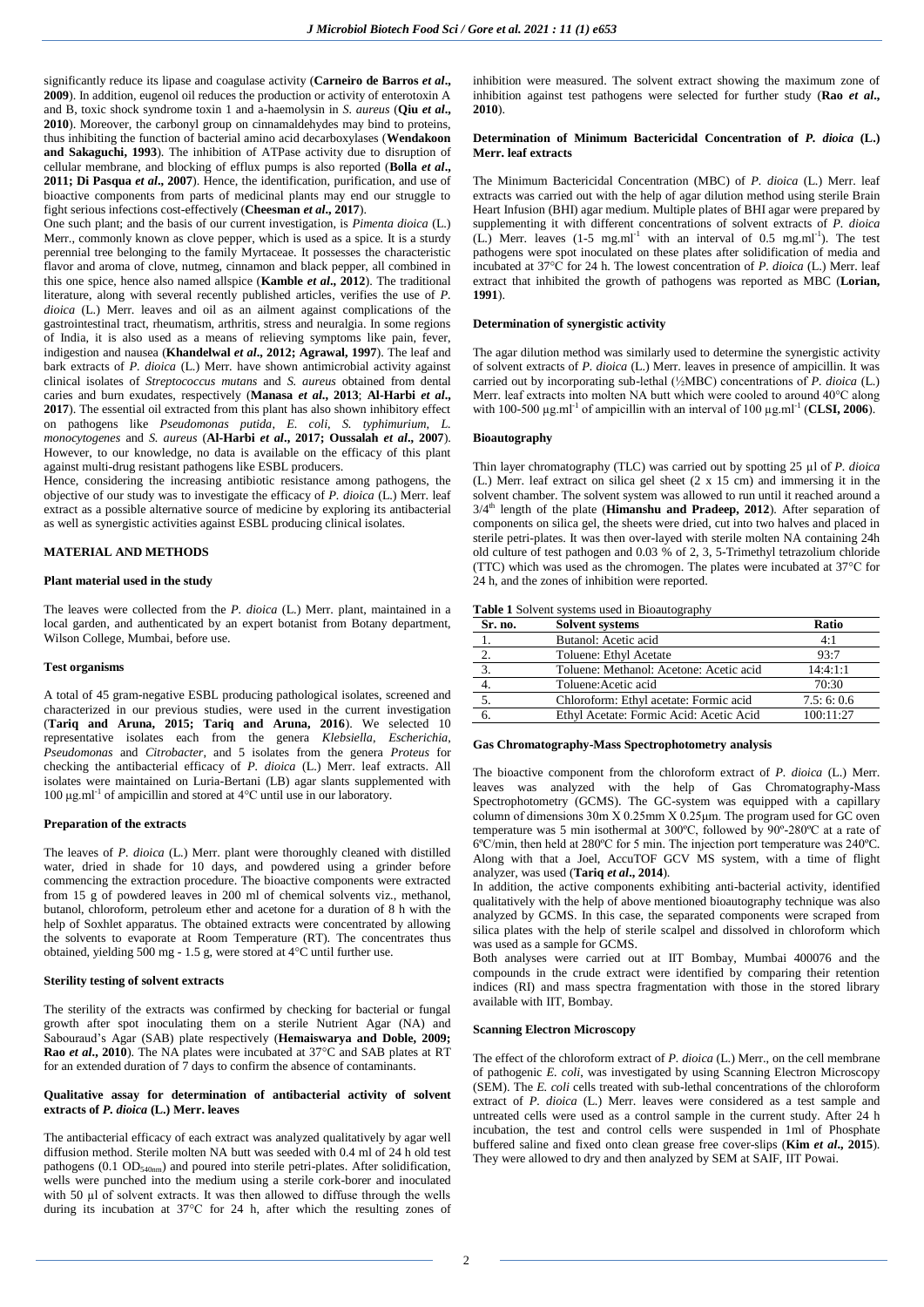significantly reduce its lipase and coagulase activity (**Carneiro de Barros *et al*., 2009**). In addition, eugenol oil reduces the production or activity of enterotoxin A and B, toxic shock syndrome toxin 1 and a-haemolysin in *S. aureus* (**Qiu *et al*., 2010**). Moreover, the carbonyl group on cinnamaldehydes may bind to proteins, thus inhibiting the function of bacterial amino acid decarboxylases (**Wendakoon and Sakaguchi, 1993**). The inhibition of ATPase activity due to disruption of cellular membrane, and blocking of efflux pumps is also reported (**Bolla *et al*., 2011; Di Pasqua *et al*., 2007**). Hence, the identification, purification, and use of bioactive components from parts of medicinal plants may end our struggle to fight serious infections cost-effectively (**Cheesman *et al*., 2017**).

One such plant; and the basis of our current investigation, is *Pimenta dioica* (L.) Merr., commonly known as clove pepper, which is used as a spice. It is a sturdy perennial tree belonging to the family Myrtaceae. It possesses the characteristic flavor and aroma of clove, nutmeg, cinnamon and black pepper, all combined in this one spice, hence also named allspice (**Kamble *et al*., 2012**). The traditional literature, along with several recently published articles, verifies the use of *P. dioica* (L.) Merr. leaves and oil as an ailment against complications of the gastrointestinal tract, rheumatism, arthritis, stress and neuralgia. In some regions of India, it is also used as a means of relieving symptoms like pain, fever, indigestion and nausea (**Khandelwal *et al*., 2012; Agrawal, 1997**). The leaf and bark extracts of *P. dioica* (L.) Merr. have shown antimicrobial activity against clinical isolates of *Streptococcus mutans* and *S. aureus* obtained from dental caries and burn exudates, respectively (**Manasa *et al*., 2013**; **Al-Harbi *et al*., 2017**). The essential oil extracted from this plant has also shown inhibitory effect on pathogens like *Pseudomonas putida*, *E. coli*, *S. typhimurium*, *L. monocytogenes* and *S. aureus* (**Al-Harbi *et al*., 2017; Oussalah *et al*., 2007**). However, to our knowledge, no data is available on the efficacy of this plant against multi-drug resistant pathogens like ESBL producers.

Hence, considering the increasing antibiotic resistance among pathogens, the objective of our study was to investigate the efficacy of *P. dioica* (L.) Merr. leaf extract as a possible alternative source of medicine by exploring its antibacterial as well as synergistic activities against ESBL producing clinical isolates.

## MATERIAL AND METHODS

### Plant material used in the study

The leaves were collected from the *P. dioica* (L.) Merr. plant, maintained in a local garden, and authenticated by an expert botanist from Botany department, Wilson College, Mumbai, before use.

### Test organisms

A total of 45 gram-negative ESBL producing pathological isolates, screened and characterized in our previous studies, were used in the current investigation (**Tariq and Aruna, 2015; Tariq and Aruna, 2016**). We selected 10 representative isolates each from the genera *Klebsiella*, *Escherichia*, *Pseudomonas* and *Citrobacter*, and 5 isolates from the genera *Proteus* for checking the antibacterial efficacy of *P. dioica* (L.) Merr. leaf extracts. All isolates were maintained on Luria-Bertani (LB) agar slants supplemented with 100 μg.ml$^{-1}$ of ampicillin and stored at 4°C until use in our laboratory.

### Preparation of the extracts

The leaves of *P. dioica* (L.) Merr. plant were thoroughly cleaned with distilled water, dried in shade for 10 days, and powdered using a grinder before commencing the extraction procedure. The bioactive components were extracted from 15 g of powdered leaves in 200 ml of chemical solvents viz., methanol, butanol, chloroform, petroleum ether and acetone for a duration of 8 h with the help of Soxhlet apparatus. The obtained extracts were concentrated by allowing the solvents to evaporate at Room Temperature (RT). The concentrates thus obtained, yielding 500 mg - 1.5 g, were stored at 4°C until further use.

### Sterility testing of solvent extracts

The sterility of the extracts was confirmed by checking for bacterial or fungal growth after spot inoculating them on a sterile Nutrient Agar (NA) and Sabouraud's Agar (SAB) plate respectively (**Hemaiswarya and Doble, 2009; Rao *et al*., 2010**). The NA plates were incubated at 37°C and SAB plates at RT for an extended duration of 7 days to confirm the absence of contaminants.

### Qualitative assay for determination of antibacterial activity of solvent extracts of *P. dioica* (L.) Merr. leaves

The antibacterial efficacy of each extract was analyzed qualitatively by agar well diffusion method. Sterile molten NA butt was seeded with 0.4 ml of 24 h old test pathogens (0.1 $OD_{540nm}$) and poured into sterile petri-plates. After solidification, wells were punched into the medium using a sterile cork-borer and inoculated with 50 μl of solvent extracts. It was then allowed to diffuse through the wells during its incubation at 37°C for 24 h, after which the resulting zones of inhibition were measured. The solvent extract showing the maximum zone of inhibition against test pathogens were selected for further study (**Rao *et al*., 2010**).

### Determination of Minimum Bactericidal Concentration of *P. dioica* (L.) Merr. leaf extracts

The Minimum Bactericidal Concentration (MBC) of *P. dioica* (L.) Merr. leaf extracts was carried out with the help of agar dilution method using sterile Brain Heart Infusion (BHI) agar medium. Multiple plates of BHI agar were prepared by supplementing it with different concentrations of solvent extracts of *P. dioica* (L.) Merr. leaves (1-5 mg.ml$^{-1}$ with an interval of 0.5 mg.ml$^{-1}$). The test pathogens were spot inoculated on these plates after solidification of media and incubated at 37°C for 24 h. The lowest concentration of *P. dioica* (L.) Merr. leaf extract that inhibited the growth of pathogens was reported as MBC (**Lorian, 1991**).

### Determination of synergistic activity

The agar dilution method was similarly used to determine the synergistic activity of solvent extracts of *P. dioica* (L.) Merr. leaves in presence of ampicillin. It was carried out by incorporating sub-lethal (½MBC) concentrations of *P. dioica* (L.) Merr. leaf extracts into molten NA butt which were cooled to around 40°C along with 100-500 μg.ml$^{-1}$ of ampicillin with an interval of 100 μg.ml$^{-1}$ (**CLSI, 2006**).

### Bioautography

Thin layer chromatography (TLC) was carried out by spotting 25 μl of *P. dioica* (L.) Merr. leaf extract on silica gel sheet (2 x 15 cm) and immersing it in the solvent chamber. The solvent system was allowed to run until it reached around a 3/4$^{th}$ length of the plate (**Himanshu and Pradeep, 2012**). After separation of components on silica gel, the sheets were dried, cut into two halves and placed in sterile petri-plates. It was then over-layed with sterile molten NA containing 24h old culture of test pathogen and 0.03 % of 2, 3, 5-Trimethyl tetrazolium chloride (TTC) which was used as the chromogen. The plates were incubated at 37°C for 24 h, and the zones of inhibition were reported.

**Table 1** Solvent systems used in Bioautography

| Sr. no. | Solvent systems | Ratio |
|---|---|---|
| 1. | Butanol: Acetic acid | 4:1 |
| 2. | Toluene: Ethyl Acetate | 93:7 |
| 3. | Toluene: Methanol: Acetone: Acetic acid | 14:4:1:1 |
| 4. | Toluene:Acetic acid | 70:30 |
| 5. | Chloroform: Ethyl acetate: Formic acid | 7.5: 6: 0.6 |
| 6. | Ethyl Acetate: Formic Acid: Acetic Acid | 100:11:27 |

### Gas Chromatography-Mass Spectrophotometry analysis

The bioactive component from the chloroform extract of *P. dioica* (L.) Merr. leaves was analyzed with the help of Gas Chromatography-Mass Spectrophotometry (GCMS). The GC-system was equipped with a capillary column of dimensions 30m X 0.25mm X 0.25μm. The program used for GC oven temperature was 5 min isothermal at 300ºC, followed by 90º-280ºC at a rate of 6ºC/min, then held at 280ºC for 5 min. The injection port temperature was 240ºC. Along with that a Joel, AccuTOF GCV MS system, with a time of flight analyzer, was used (**Tariq *et al*., 2014**).

In addition, the active components exhibiting anti-bacterial activity, identified qualitatively with the help of above mentioned bioautography technique was also analyzed by GCMS. In this case, the separated components were scraped from silica plates with the help of sterile scalpel and dissolved in chloroform which was used as a sample for GCMS.

Both analyses were carried out at IIT Bombay, Mumbai 400076 and the compounds in the crude extract were identified by comparing their retention indices (RI) and mass spectra fragmentation with those in the stored library available with IIT, Bombay.

### Scanning Electron Microscopy

The effect of the chloroform extract of *P. dioica* (L.) Merr., on the cell membrane of pathogenic *E. coli*, was investigated by using Scanning Electron Microscopy (SEM). The *E. coli* cells treated with sub-lethal concentrations of the chloroform extract of *P. dioica* (L.) Merr. leaves were considered as a test sample and untreated cells were used as a control sample in the current study. After 24 h incubation, the test and control cells were suspended in 1ml of Phosphate buffered saline and fixed onto clean grease free cover-slips (**Kim *et al*., 2015**). They were allowed to dry and then analyzed by SEM at SAIF, IIT Powai.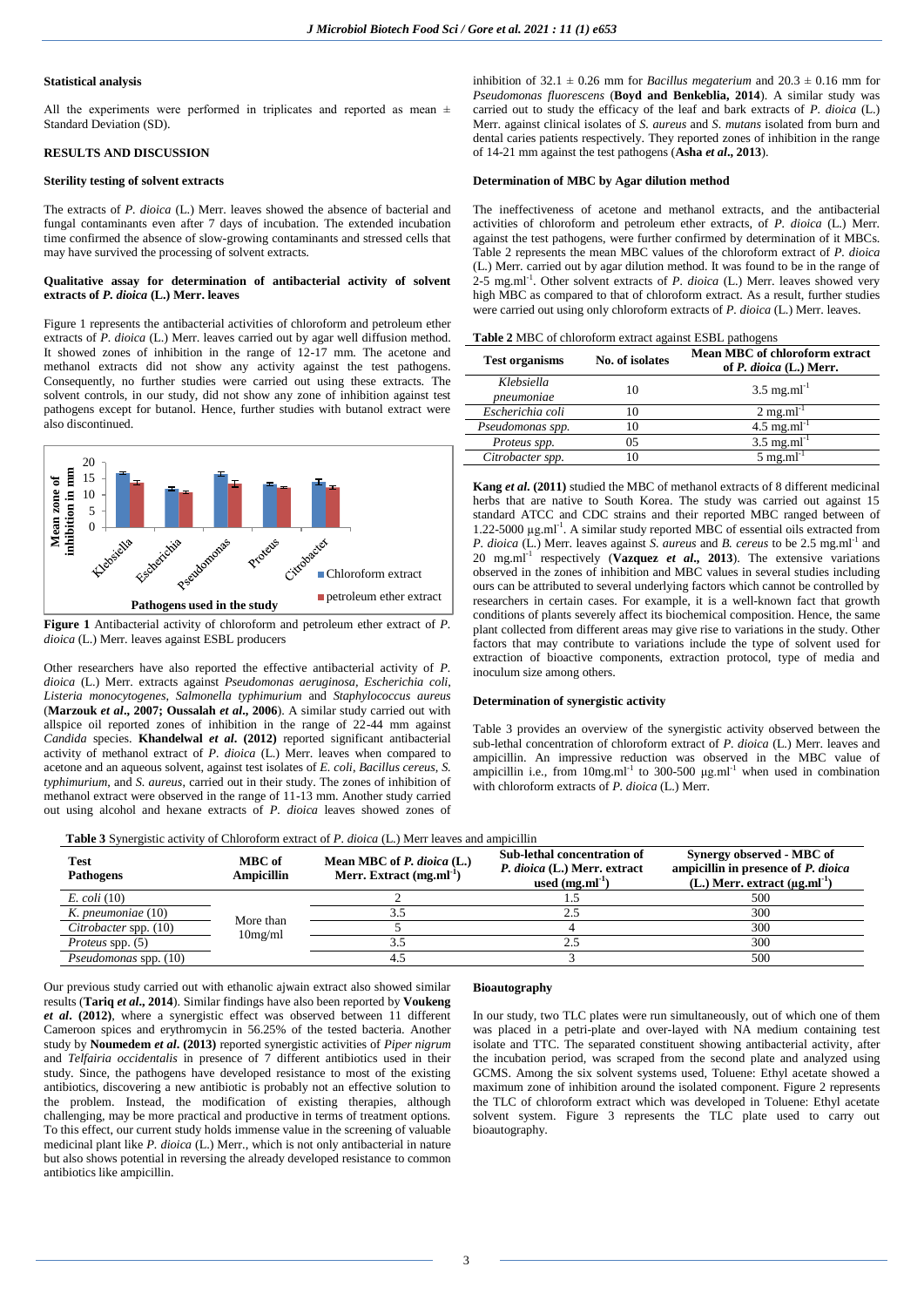## Statistical analysis

All the experiments were performed in triplicates and reported as mean ± Standard Deviation (SD).

## RESULTS AND DISCUSSION

### Sterility testing of solvent extracts

The extracts of *P. dioica* (L.) Merr. leaves showed the absence of bacterial and fungal contaminants even after 7 days of incubation. The extended incubation time confirmed the absence of slow-growing contaminants and stressed cells that may have survived the processing of solvent extracts.

### Qualitative assay for determination of antibacterial activity of solvent extracts of *P. dioica* (L.) Merr. leaves

Figure 1 represents the antibacterial activities of chloroform and petroleum ether extracts of *P. dioica* (L.) Merr. leaves carried out by agar well diffusion method. It showed zones of inhibition in the range of 12-17 mm. The acetone and methanol extracts did not show any activity against the test pathogens. Consequently, no further studies were carried out using these extracts. The solvent controls, in our study, did not show any zone of inhibition against test pathogens except for butanol. Hence, further studies with butanol extract were also discontinued.

**Figure 1** Antibacterial activity of chloroform and petroleum ether extract of *P. dioica* (L.) Merr. leaves against ESBL producers

Other researchers have also reported the effective antibacterial activity of *P. dioica* (L.) Merr. extracts against *Pseudomonas aeruginosa*, *Escherichia coli*, *Listeria monocytogenes*, *Salmonella typhimurium* and *Staphylococcus aureus* (**Marzouk *et al*., 2007; Oussalah *et al*., 2006**). A similar study carried out with allspice oil reported zones of inhibition in the range of 22-44 mm against *Candida* species. **Khandelwal *et al*. (2012)** reported significant antibacterial activity of methanol extract of *P. dioica* (L.) Merr. leaves when compared to acetone and an aqueous solvent, against test isolates of *E. coli*, *Bacillus cereus*, *S. typhimurium*, and *S. aureus*, carried out in their study. The zones of inhibition of methanol extract were observed in the range of 11-13 mm. Another study carried out using alcohol and hexane extracts of *P. dioica* leaves showed zones of inhibition of 32.1 ± 0.26 mm for *Bacillus megaterium* and 20.3 ± 0.16 mm for *Pseudomonas fluorescens* (**Boyd and Benkeblia, 2014**). A similar study was carried out to study the efficacy of the leaf and bark extracts of *P. dioica* (L.) Merr. against clinical isolates of *S. aureus* and *S. mutans* isolated from burn and dental caries patients respectively. They reported zones of inhibition in the range of 14-21 mm against the test pathogens (**Asha *et al*., 2013**).

### Determination of MBC by Agar dilution method

The ineffectiveness of acetone and methanol extracts, and the antibacterial activities of chloroform and petroleum ether extracts, of *P. dioica* (L.) Merr. against the test pathogens, were further confirmed by determination of it MBCs. Table 2 represents the mean MBC values of the chloroform extract of *P. dioica* (L.) Merr. carried out by agar dilution method. It was found to be in the range of 2-5 mg.ml$^{-1}$. Other solvent extracts of *P. dioica* (L.) Merr. leaves showed very high MBC as compared to that of chloroform extract. As a result, further studies were carried out using only chloroform extracts of *P. dioica* (L.) Merr. leaves.

**Table 2** MBC of chloroform extract against ESBL pathogens

| Test organisms | No. of isolates | Mean MBC of chloroform extract of *P. dioica* (L.) Merr. |
|---|---|---|
| *Klebsiella pneumoniae* | 10 | 3.5 mg.ml$^{-1}$ |
| *Escherichia coli* | 10 | 2 mg.ml$^{-1}$ |
| *Pseudomonas spp.* | 10 | 4.5 mg.ml$^{-1}$ |
| *Proteus spp.* | 05 | 3.5 mg.ml$^{-1}$ |
| *Citrobacter spp.* | 10 | 5 mg.ml$^{-1}$ |

**Kang *et al*. (2011)** studied the MBC of methanol extracts of 8 different medicinal herbs that are native to South Korea. The study was carried out against 15 standard ATCC and CDC strains and their reported MBC ranged between of 1.22-5000 µg.ml$^{-1}$. A similar study reported MBC of essential oils extracted from *P. dioica* (L.) Merr. leaves against *S. aureus* and *B. cereus* to be 2.5 mg.ml$^{-1}$ and 20 mg.ml$^{-1}$ respectively (**Vazquez *et al*., 2013**). The extensive variations observed in the zones of inhibition and MBC values in several studies including ours can be attributed to several underlying factors which cannot be controlled by researchers in certain cases. For example, it is a well-known fact that growth conditions of plants severely affect its biochemical composition. Hence, the same plant collected from different areas may give rise to variations in the study. Other factors that may contribute to variations include the type of solvent used for extraction of bioactive components, extraction protocol, type of media and inoculum size among others.

### Determination of synergistic activity

Table 3 provides an overview of the synergistic activity observed between the sub-lethal concentration of chloroform extract of *P. dioica* (L.) Merr. leaves and ampicillin. An impressive reduction was observed in the MBC value of ampicillin i.e., from 10mg.ml$^{-1}$ to 300-500 µg.ml$^{-1}$ when used in combination with chloroform extracts of *P. dioica* (L.) Merr.

**Table 3** Synergistic activity of Chloroform extract of *P. dioica* (L.) Merr leaves and ampicillin

| Test Pathogens | MBC of Ampicillin | Mean MBC of *P. dioica* (L.) Merr. Extract (mg.ml$^{-1}$) | Sub-lethal concentration of *P. dioica* (L.) Merr. extract used (mg.ml$^{-1}$) | Synergy observed - MBC of ampicillin in presence of *P. dioica* (L.) Merr. extract (µg.ml$^{-1}$) |
|---|---|---|---|---|
| *E. coli* (10) | More than 10mg/ml | 2 | 1.5 | 500 |
| *K. pneumoniae* (10) | | 3.5 | 2.5 | 300 |
| *Citrobacter* spp. (10) | | 5 | 4 | 300 |
| *Proteus* spp. (5) | | 3.5 | 2.5 | 300 |
| *Pseudomonas* spp. (10) | | 4.5 | 3 | 500 |

Our previous study carried out with ethanolic ajwain extract also showed similar results (**Tariq *et al*., 2014**). Similar findings have also been reported by **Voukeng *et al*. (2012)**, where a synergistic effect was observed between 11 different Cameroon spices and erythromycin in 56.25% of the tested bacteria. Another study by **Noumedem *et al*. (2013)** reported synergistic activities of *Piper nigrum* and *Telfairia occidentalis* in presence of 7 different antibiotics used in their study. Since, the pathogens have developed resistance to most of the existing antibiotics, discovering a new antibiotic is probably not an effective solution to the problem. Instead, the modification of existing therapies, although challenging, may be more practical and productive in terms of treatment options. To this effect, our current study holds immense value in the screening of valuable medicinal plant like *P. dioica* (L.) Merr., which is not only antibacterial in nature but also shows potential in reversing the already developed resistance to common antibiotics like ampicillin.

### Bioautography

In our study, two TLC plates were run simultaneously, out of which one of them was placed in a petri-plate and over-layed with NA medium containing test isolate and TTC. The separated constituent showing antibacterial activity, after the incubation period, was scraped from the second plate and analyzed using GCMS. Among the six solvent systems used, Toluene: Ethyl acetate showed a maximum zone of inhibition around the isolated component. Figure 2 represents the TLC of chloroform extract which was developed in Toluene: Ethyl acetate solvent system. Figure 3 represents the TLC plate used to carry out bioautography.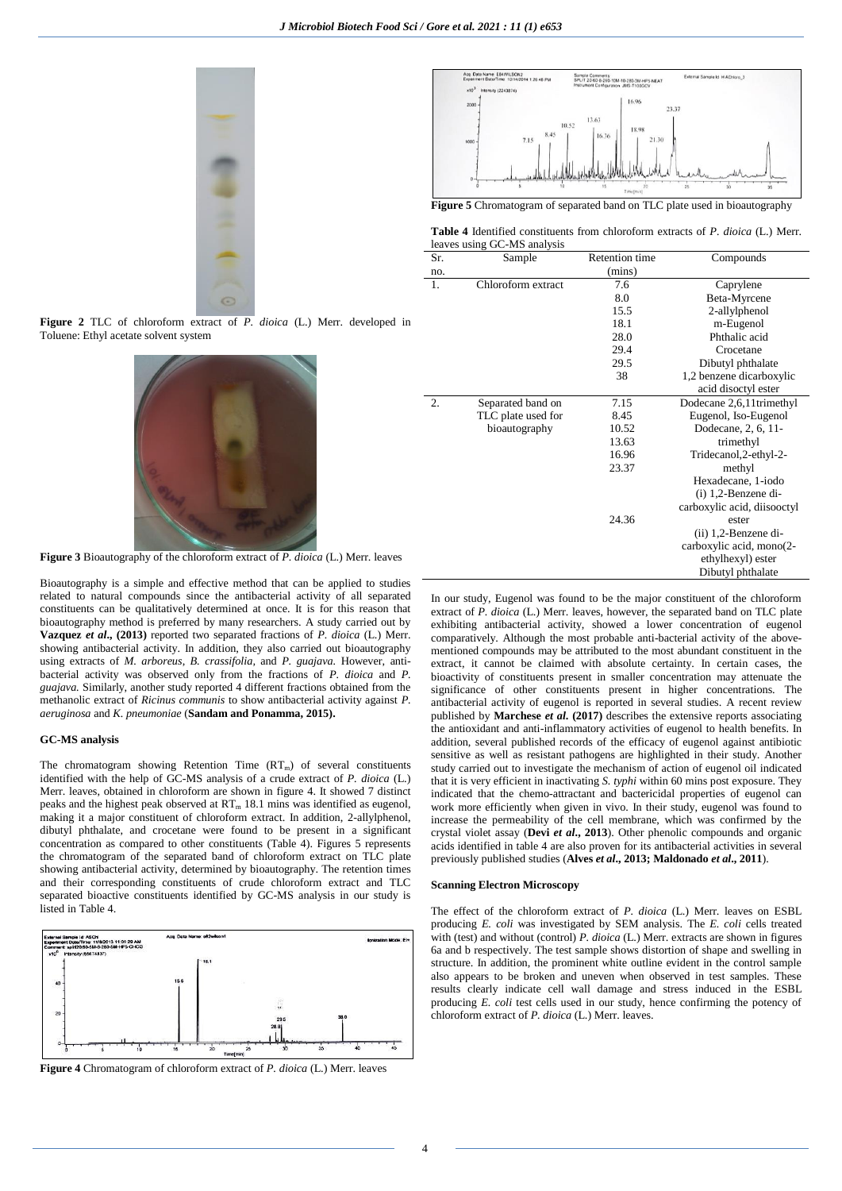**Figure 2** TLC of chloroform extract of *P. dioica* (L.) Merr. developed in Toluene: Ethyl acetate solvent system

**Figure 3** Bioautography of the chloroform extract of *P. dioica* (L.) Merr. leaves

Bioautography is a simple and effective method that can be applied to studies related to natural compounds since the antibacterial activity of all separated constituents can be qualitatively determined at once. It is for this reason that bioautography method is preferred by many researchers. A study carried out by **Vazquez *et al*., (2013)** reported two separated fractions of *P. dioica* (L.) Merr. showing antibacterial activity. In addition, they also carried out bioautography using extracts of *M. arboreus*, *B. crassifolia*, and *P. guajava*. However, anti-bacterial activity was observed only from the fractions of *P. dioica* and *P. guajava*. Similarly, another study reported 4 different fractions obtained from the methanolic extract of *Ricinus communis* to show antibacterial activity against *P. aeruginosa* and *K. pneumoniae* (**Sandam and Ponamma, 2015).**

**GC-MS analysis**

The chromatogram showing Retention Time ($RT_m$) of several constituents identified with the help of GC-MS analysis of a crude extract of *P. dioica* (L.) Merr. leaves, obtained in chloroform are shown in figure 4. It showed 7 distinct peaks and the highest peak observed at $RT_m$ 18.1 mins was identified as eugenol, making it a major constituent of chloroform extract. In addition, 2-allylphenol, dibutyl phthalate, and crocetane were found to be present in a significant concentration as compared to other constituents (Table 4). Figures 5 represents the chromatogram of the separated band of chloroform extract on TLC plate showing antibacterial activity, determined by bioautography. The retention times and their corresponding constituents of crude chloroform extract and TLC separated bioactive constituents identified by GC-MS analysis in our study is listed in Table 4.

**Figure 4** Chromatogram of chloroform extract of *P. dioica* (L.) Merr. leaves

**Figure 5** Chromatogram of separated band on TLC plate used in bioautography

**Table 4** Identified constituents from chloroform extracts of *P. dioica* (L.) Merr. leaves using GC-MS analysis

| Sr. no. | Sample | Retention time (mins) | Compounds |
|---|---|---|---|
| 1. | Chloroform extract | 7.6 | Caprylene |
| | | 8.0 | Beta-Myrcene |
| | | 15.5 | 2-allylphenol |
| | | 18.1 | m-Eugenol |
| | | 28.0 | Phthalic acid |
| | | 29.4 | Crocetane |
| | | 29.5 | Dibutyl phthalate |
| | | 38 | 1,2 benzene dicarboxylic acid disoctyl ester |
| 2. | Separated band on TLC plate used for bioautography | 7.15 | Dodecane 2,6,11trimethyl |
| | | 8.45 | Eugenol, Iso-Eugenol |
| | | 10.52 | Dodecane, 2, 6, 11-trimethyl |
| | | 13.63 | Tridecanol,2-ethyl-2-methyl |
| | | 16.96 | Hexadecane, 1-iodo |
| | | 23.37 | (i) 1,2-Benzene di-carboxylic acid, diisooctyl ester |
| | | 24.36 | (ii) 1,2-Benzene di-carboxylic acid, mono(2-ethylhexyl) ester<br>Dibutyl phthalate |

In our study, Eugenol was found to be the major constituent of the chloroform extract of *P. dioica* (L.) Merr. leaves, however, the separated band on TLC plate exhibiting antibacterial activity, showed a lower concentration of eugenol comparatively. Although the most probable anti-bacterial activity of the above-mentioned compounds may be attributed to the most abundant constituent in the extract, it cannot be claimed with absolute certainty. In certain cases, the bioactivity of constituents present in smaller concentration may attenuate the significance of other constituents present in higher concentrations. The antibacterial activity of eugenol is reported in several studies. A recent review published by **Marchese *et al*. (2017)** describes the extensive reports associating the antioxidant and anti-inflammatory activities of eugenol to health benefits. In addition, several published records of the efficacy of eugenol against antibiotic sensitive as well as resistant pathogens are highlighted in their study. Another study carried out to investigate the mechanism of action of eugenol oil indicated that it is very efficient in inactivating *S. typhi* within 60 mins post exposure. They indicated that the chemo-attractant and bactericidal properties of eugenol can work more efficiently when given in vivo. In their study, eugenol was found to increase the permeability of the cell membrane, which was confirmed by the crystal violet assay (**Devi *et al*., 2013**). Other phenolic compounds and organic acids identified in table 4 are also proven for its antibacterial activities in several previously published studies (**Alves *et al*., 2013; Maldonado *et al*., 2011**).

**Scanning Electron Microscopy**

The effect of the chloroform extract of *P. dioica* (L.) Merr. leaves on ESBL producing *E. coli* was investigated by SEM analysis. The *E. coli* cells treated with (test) and without (control) *P. dioica* (L.) Merr. extracts are shown in figures 6a and b respectively. The test sample shows distortion of shape and swelling in structure. In addition, the prominent white outline evident in the control sample also appears to be broken and uneven when observed in test samples. These results clearly indicate cell wall damage and stress induced in the ESBL producing *E. coli* test cells used in our study, hence confirming the potency of chloroform extract of *P. dioica* (L.) Merr. leaves.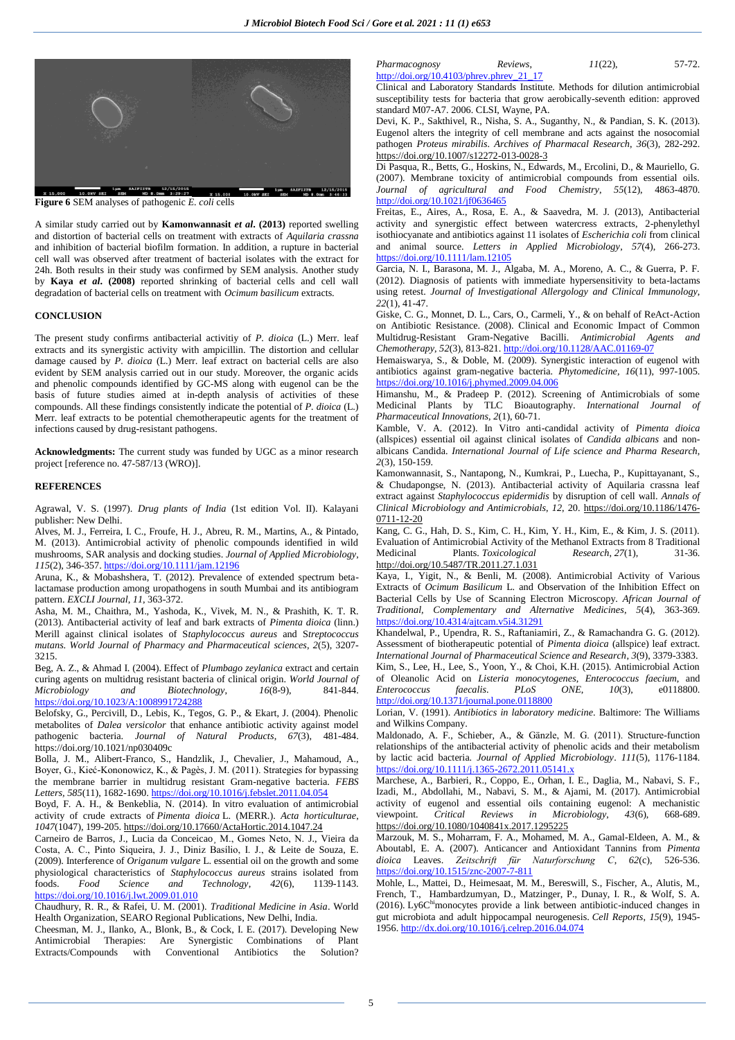**Figure 6** SEM analyses of pathogenic *E. coli* cells

A similar study carried out by **Kamonwannasit *et al*. (2013)** reported swelling and distortion of bacterial cells on treatment with extracts of *Aquilaria crassna* and inhibition of bacterial biofilm formation. In addition, a rupture in bacterial cell wall was observed after treatment of bacterial isolates with the extract for 24h. Both results in their study was confirmed by SEM analysis. Another study by **Kaya *et al*. (2008)** reported shrinking of bacterial cells and cell wall degradation of bacterial cells on treatment with *Ocimum basilicum* extracts.

## CONCLUSION

The present study confirms antibacterial activitiy of *P. dioica* (L.) Merr. leaf extracts and its synergistic activity with ampicillin. The distortion and cellular damage caused by *P. dioica* (L.) Merr. leaf extract on bacterial cells are also evident by SEM analysis carried out in our study. Moreover, the organic acids and phenolic compounds identified by GC-MS along with eugenol can be the basis of future studies aimed at in-depth analysis of activities of these compounds. All these findings consistently indicate the potential of *P. dioica* (L.) Merr. leaf extracts to be potential chemotherapeutic agents for the treatment of infections caused by drug-resistant pathogens.

**Acknowledgments:** The current study was funded by UGC as a minor research project [reference no. 47-587/13 (WRO)].

## REFERENCES

Agrawal, V. S. (1997). *Drug plants of India* (1st edition Vol. II). Kalayani publisher: New Delhi.

Alves, M. J., Ferreira, I. C., Froufe, H. J., Abreu, R. M., Martins, A., & Pintado, M. (2013). Antimicrobial activity of phenolic compounds identified in wild mushrooms, SAR analysis and docking studies. *Journal of Applied Microbiology*, *115*(2), 346-357. https://doi.org/10.1111/jam.12196

Aruna, K., & Mobashshera, T. (2012). Prevalence of extended spectrum beta-lactamase production among uropathogens in south Mumbai and its antibiogram pattern. *EXCLI Journal*, *11*, 363-372.

Asha, M. M., Chaithra, M., Yashoda, K., Vivek, M. N., & Prashith, K. T. R. (2013). Antibacterial activity of leaf and bark extracts of *Pimenta dioica* (linn.) Merill against clinical isolates of S*taphylococcus aureus* and S*treptococcus mutans*. *World Journal of Pharmacy and Pharmaceutical sciences*, *2*(5), 3207-3215.

Beg, A. Z., & Ahmad I. (2004). Effect of *Plumbago zeylanica* extract and certain curing agents on multidrug resistant bacteria of clinical origin. *World Journal of Microbiology and Biotechnology*, *16*(8-9), 841-844. https://doi.org/10.1023/A:1008991724288

Belofsky, G., Percivill, D., Lebis, K., Tegos, G. P., & Ekart, J. (2004). Phenolic metabolites of *Dalea versicolor* that enhance antibiotic activity against model pathogenic bacteria. *Journal of Natural Products*, *67*(3), 481-484. https://doi.org/10.1021/np030409c

Bolla, J. M., Alibert-Franco, S., Handzlik, J., Chevalier, J., Mahamoud, A., Boyer, G., Kieć-Kononowicz, K., & Pagès, J. M. (2011). Strategies for bypassing the membrane barrier in multidrug resistant Gram-negative bacteria. *FEBS Letters*, *585*(11), 1682-1690. https://doi.org/10.1016/j.febslet.2011.04.054

Boyd, F. A. H., & Benkeblia, N. (2014). In vitro evaluation of antimicrobial activity of crude extracts of *Pimenta dioica* L. (MERR.). *Acta horticulturae*, *1047*(1047), 199-205. https://doi.org/10.17660/ActaHortic.2014.1047.24

Carneiro de Barros, J., Lucia da Conceicao¸ M., Gomes Neto, N. J., Vieira da Costa, A. C., Pinto Siqueira, J. J., Diniz Basilio, I. J., & Leite de Souza, E. (2009). Interference of *Origanum vulgare* L. essential oil on the growth and some physiological characteristics of *Staphylococcus aureus* strains isolated from foods. *Food Science and Technology*, *42*(6), 1139-1143. https://doi.org/10.1016/j.lwt.2009.01.010

Chaudhury, R. R., & Rafei, U. M. (2001). *Traditional Medicine in Asia*. World Health Organization, SEARO Regional Publications, New Delhi, India.

Cheesman, M. J., Ilanko, A., Blonk, B., & Cock, I. E. (2017). Developing New Antimicrobial Therapies: Are Synergistic Combinations of Plant Extracts/Compounds with Conventional Antibiotics the Solution? *Pharmacognosy Reviews*, *11*(22), 57-72. http://doi.org/10.4103/phrev.phrev_21_17

Clinical and Laboratory Standards Institute. Methods for dilution antimicrobial susceptibility tests for bacteria that grow aerobically-seventh edition: approved standard M07-A7. 2006. CLSI, Wayne, PA.

Devi, K. P., Sakthivel, R., Nisha, S. A., Suganthy, N., & Pandian, S. K. (2013). Eugenol alters the integrity of cell membrane and acts against the nosocomial pathogen *Proteus mirabilis*. *Archives of Pharmacal Research*, *36*(3), 282-292. https://doi.org/10.1007/s12272-013-0028-3

Di Pasqua, R., Betts, G., Hoskins, N., Edwards, M., Ercolini, D., & Mauriello, G. (2007). Membrane toxicity of antimicrobial compounds from essential oils. *Journal of agricultural and Food Chemistry*, *55*(12), 4863-4870. http://doi.org/10.1021/jf0636465

Freitas, E., Aires, A., Rosa, E. A., & Saavedra, M. J. (2013), Antibacterial activity and synergistic effect between watercress extracts, 2-phenylethyl isothiocyanate and antibiotics against 11 isolates of *Escherichia coli* from clinical and animal source. *Letters in Applied Microbiology*, *57*(4), 266-273. https://doi.org/10.1111/lam.12105

Garcia, N. I., Barasona, M. J., Algaba, M. A., Moreno, A. C., & Guerra, P. F. (2012). Diagnosis of patients with immediate hypersensitivity to beta-lactams using retest. *Journal of Investigational Allergology and Clinical Immunology*, *22*(1), 41-47.

Giske, C. G., Monnet, D. L., Cars, O., Carmeli, Y., & on behalf of ReAct-Action on Antibiotic Resistance. (2008). Clinical and Economic Impact of Common Multidrug-Resistant Gram-Negative Bacilli. *Antimicrobial Agents and Chemotherapy*, *52*(3), 813-821. http://doi.org/10.1128/AAC.01169-07

Hemaiswarya, S., & Doble, M. (2009). Synergistic interaction of eugenol with antibiotics against gram-negative bacteria. *Phytomedicine*, *16*(11), 997-1005. https://doi.org/10.1016/j.phymed.2009.04.006

Himanshu, M., & Pradeep P. (2012). Screening of Antimicrobials of some Medicinal Plants by TLC Bioautography. *International Journal of Pharmaceutical Innovations*, *2*(1), 60-71.

Kamble, V. A. (2012). In Vitro anti-candidal activity of *Pimenta dioica* (allspices) essential oil against clinical isolates of *Candida albicans* and non-albicans Candida. *International Journal of Life science and Pharma Research*, *2*(3), 150-159.

Kamonwannasit, S., Nantapong, N., Kumkrai, P., Luecha, P., Kupittayanant, S., & Chudapongse, N. (2013). Antibacterial activity of Aquilaria crassna leaf extract against *Staphylococcus epidermidis* by disruption of cell wall. *Annals of Clinical Microbiology and Antimicrobials*, *12*, 20. https://doi.org/10.1186/1476-0711-12-20

Kang, C. G., Hah, D. S., Kim, C. H., Kim, Y. H., Kim, E., & Kim, J. S. (2011). Evaluation of Antimicrobial Activity of the Methanol Extracts from 8 Traditional Medicinal Plants. *Toxicological Research*, *27*(1), 31-36. http://doi.org/10.5487/TR.2011.27.1.031

Kaya, I., Yigit, N., & Benli, M. (2008). Antimicrobial Activity of Various Extracts of *Ocimum Basilicum* L. and Observation of the Inhibition Effect on Bacterial Cells by Use of Scanning Electron Microscopy. *African Journal of Traditional, Complementary and Alternative Medicines*, *5*(4), 363-369. https://doi.org/10.4314/ajtcam.v5i4.31291

Khandelwal, P., Upendra, R. S., Raftaniamiri, Z., & Ramachandra G. G. (2012). Assessment of biotherapeutic potential of *Pimenta dioica* (allspice) leaf extract. *International Journal of Pharmaceutical Science and Research*, *3*(9), 3379-3383.

Kim, S., Lee, H., Lee, S., Yoon, Y., & Choi, K.H. (2015). Antimicrobial Action of Oleanolic Acid on *Listeria monocytogenes*, *Enterococcus faecium*, and *Enterococcus faecalis*. *PLoS ONE*, *10*(3), e0118800. http://doi.org/10.1371/journal.pone.0118800

Lorian, V. (1991). *Antibiotics in laboratory medicine*. Baltimore: The Williams and Wilkins Company.

Maldonado, A. F., Schieber, A., & Gänzle, M. G. (2011). Structure-function relationships of the antibacterial activity of phenolic acids and their metabolism by lactic acid bacteria. *Journal of Applied Microbiology*. *111*(5), 1176-1184. https://doi.org/10.1111/j.1365-2672.2011.05141.x

Marchese, A., Barbieri, R., Coppo, E., Orhan, I. E., Daglia, M., Nabavi, S. F., Izadi, M., Abdollahi, M., Nabavi, S. M., & Ajami, M. (2017). Antimicrobial activity of eugenol and essential oils containing eugenol: A mechanistic viewpoint. *Critical Reviews in Microbiology*, *43*(6), 668-689. https://doi.org/10.1080/1040841x.2017.1295225

Marzouk, M. S., Moharram, F. A., Mohamed, M. A., Gamal-Eldeen, A. M., & Aboutabl, E. A. (2007). Anticancer and Antioxidant Tannins from *Pimenta dioica* Leaves. *Zeitschrift für Naturforschung C*, *62*(c), 526-536. https://doi.org/10.1515/znc-2007-7-811

Mohle, L., Mattei, D., Heimesaat, M. M., Bereswill, S., Fischer, A., Alutis, M., French, T., Hambardzumyan, D., Matzinger, P., Dunay, I. R., & Wolf, S. A. (2016). Ly6C$^{hi}$monocytes provide a link between antibiotic-induced changes in gut microbiota and adult hippocampal neurogenesis. *Cell Reports*, *15*(9), 1945-1956. http://dx.doi.org/10.1016/j.celrep.2016.04.074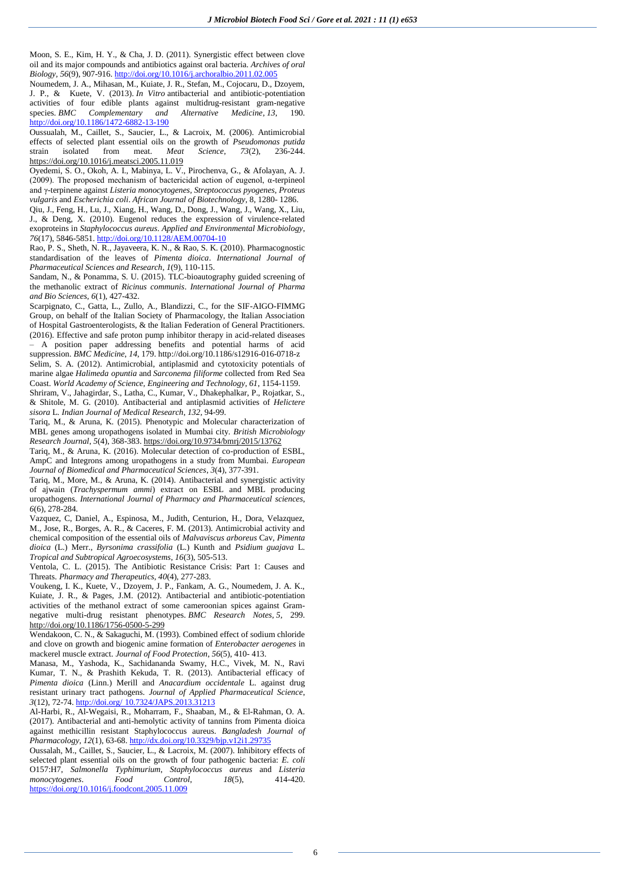Moon, S. E., Kim, H. Y., & Cha, J. D. (2011). Synergistic effect between clove oil and its major compounds and antibiotics against oral bacteria. *Archives of oral Biology*, *56*(9), 907-916. http://doi.org/10.1016/j.archoralbio.2011.02.005

Noumedem, J. A., Mihasan, M., Kuiate, J. R., Stefan, M., Cojocaru, D., Dzoyem, J. P., & Kuete, V. (2013). *In Vitro* antibacterial and antibiotic-potentiation activities of four edible plants against multidrug-resistant gram-negative species. *BMC Complementary and Alternative Medicine*, *13*, 190. http://doi.org/10.1186/1472-6882-13-190

Oussualah, M., Caillet, S., Saucier, L., & Lacroix, M. (2006). Antimicrobial effects of selected plant essential oils on the growth of *Pseudomonas putida* strain isolated from meat. *Meat Science*, *73*(2), 236-244. https://doi.org/10.1016/j.meatsci.2005.11.019

Oyedemi, S. O., Okoh, A. I., Mabinya, L. V., Pirochenva, G., & Afolayan, A. J. (2009). The proposed mechanism of bactericidal action of eugenol, α-terpineol and γ-terpinene against *Listeria monocytogenes*, *Streptococcus pyogenes*, *Proteus vulgaris* and *Escherichia coli*. *African Journal of Biotechnology*, 8, 1280- 1286.

Qiu, J., Feng, H., Lu, J., Xiang, H., Wang, D., Dong, J., Wang, J., Wang, X., Liu, J., & Deng, X. (2010). Eugenol reduces the expression of virulence-related exoproteins in *Staphylococcus aureus*. *Applied and Environmental Microbiology*, *76*(17), 5846-5851. http://doi.org/10.1128/AEM.00704-10

Rao, P. S., Sheth, N. R., Jayaveera, K. N., & Rao, S. K. (2010). Pharmacognostic standardisation of the leaves of *Pimenta dioica*. *International Journal of Pharmaceutical Sciences and Research*, *1*(9), 110-115.

Sandam, N., & Ponamma, S. U. (2015). TLC-bioautography guided screening of the methanolic extract of *Ricinus communis*. *International Journal of Pharma and Bio Sciences*, *6*(1), 427-432.

Scarpignato, C., Gatta, L., Zullo, A., Blandizzi, C., for the SIF-AIGO-FIMMG Group, on behalf of the Italian Society of Pharmacology, the Italian Association of Hospital Gastroenterologists, & the Italian Federation of General Practitioners. (2016). Effective and safe proton pump inhibitor therapy in acid-related diseases – A position paper addressing benefits and potential harms of acid suppression. *BMC Medicine*, *14*, 179. http://doi.org/10.1186/s12916-016-0718-z

Selim, S. A. (2012). Antimicrobial, antiplasmid and cytotoxicity potentials of marine algae *Halimeda opuntia* and *Sarconema filiforme* collected from Red Sea Coast. *World Academy of Science, Engineering and Technology*, *61*, 1154-1159.

Shriram, V., Jahagirdar, S., Latha, C., Kumar, V., Dhakephalkar, P., Rojatkar, S., & Shitole, M. G. (2010). Antibacterial and antiplasmid activities of *Helictere sisora* L. *Indian Journal of Medical Research*, *132*, 94-99.

Tariq, M., & Aruna, K. (2015). Phenotypic and Molecular characterization of MBL genes among uropathogens isolated in Mumbai city. *British Microbiology Research Journal*, *5*(4), 368-383. https://doi.org/10.9734/bmrj/2015/13762

Tariq, M., & Aruna, K. (2016). Molecular detection of co-production of ESBL, AmpC and Integrons among uropathogens in a study from Mumbai. *European Journal of Biomedical and Pharmaceutical Sciences*, *3*(4), 377-391.

Tariq, M., More, M., & Aruna, K. (2014). Antibacterial and synergistic activity of ajwain (*Trachyspermum ammi*) extract on ESBL and MBL producing uropathogens. *International Journal of Pharmacy and Pharmaceutical sciences*, *6*(6), 278-284.

Vazquez, C, Daniel, A., Espinosa, M., Judith, Centurion, H., Dora, Velazquez, M., Jose, R., Borges, A. R., & Caceres, F. M. (2013). Antimicrobial activity and chemical composition of the essential oils of *Malvaviscus arboreus* Cav, *Pimenta dioica* (L.) Merr., *Byrsonima crassifolia* (L.) Kunth and *Psidium guajava* L. *Tropical and Subtropical Agroecosystems*, *16*(3), 505-513.

Ventola, C. L. (2015). The Antibiotic Resistance Crisis: Part 1: Causes and Threats. *Pharmacy and Therapeutics*, *40*(4), 277-283.

Voukeng, I. K., Kuete, V., Dzoyem, J. P., Fankam, A. G., Noumedem, J. A. K., Kuiate, J. R., & Pages, J.M. (2012). Antibacterial and antibiotic-potentiation activities of the methanol extract of some cameroonian spices against Gram-negative multi-drug resistant phenotypes. *BMC Research Notes*, *5*, 299. http://doi.org/10.1186/1756-0500-5-299

Wendakoon, C. N., & Sakaguchi, M. (1993). Combined effect of sodium chloride and clove on growth and biogenic amine formation of *Enterobacter aerogenes* in mackerel muscle extract. *Journal of Food Protection*, *56*(5), 410- 413.

Manasa, M., Yashoda, K., Sachidananda Swamy, H.C., Vivek, M. N., Ravi Kumar, T. N., & Prashith Kekuda, T. R. (2013). Antibacterial efficacy of *Pimenta dioica* (Linn.) Merill and *Anacardium occidentale* L. against drug resistant urinary tract pathogens. *Journal of Applied Pharmaceutical Science*, *3*(12), 72-74. http://doi.org/ 10.7324/JAPS.2013.31213

Al-Harbi, R., Al-Wegaisi, R., Moharram, F., Shaaban, M., & El-Rahman, O. A. (2017). Antibacterial and anti-hemolytic activity of tannins from Pimenta dioica against methicillin resistant Staphylococcus aureus. *Bangladesh Journal of Pharmacology*, *12*(1), 63-68. http://dx.doi.org/10.3329/bjp.v12i1.29735

Oussalah, M., Caillet, S., Saucier, L., & Lacroix, M. (2007). Inhibitory effects of selected plant essential oils on the growth of four pathogenic bacteria: *E. coli* O157:H7, *Salmonella Typhimurium*, *Staphylococcus aureus* and *Listeria monocytogenes*. *Food Control*, *18*(5), 414-420. https://doi.org/10.1016/j.foodcont.2005.11.009